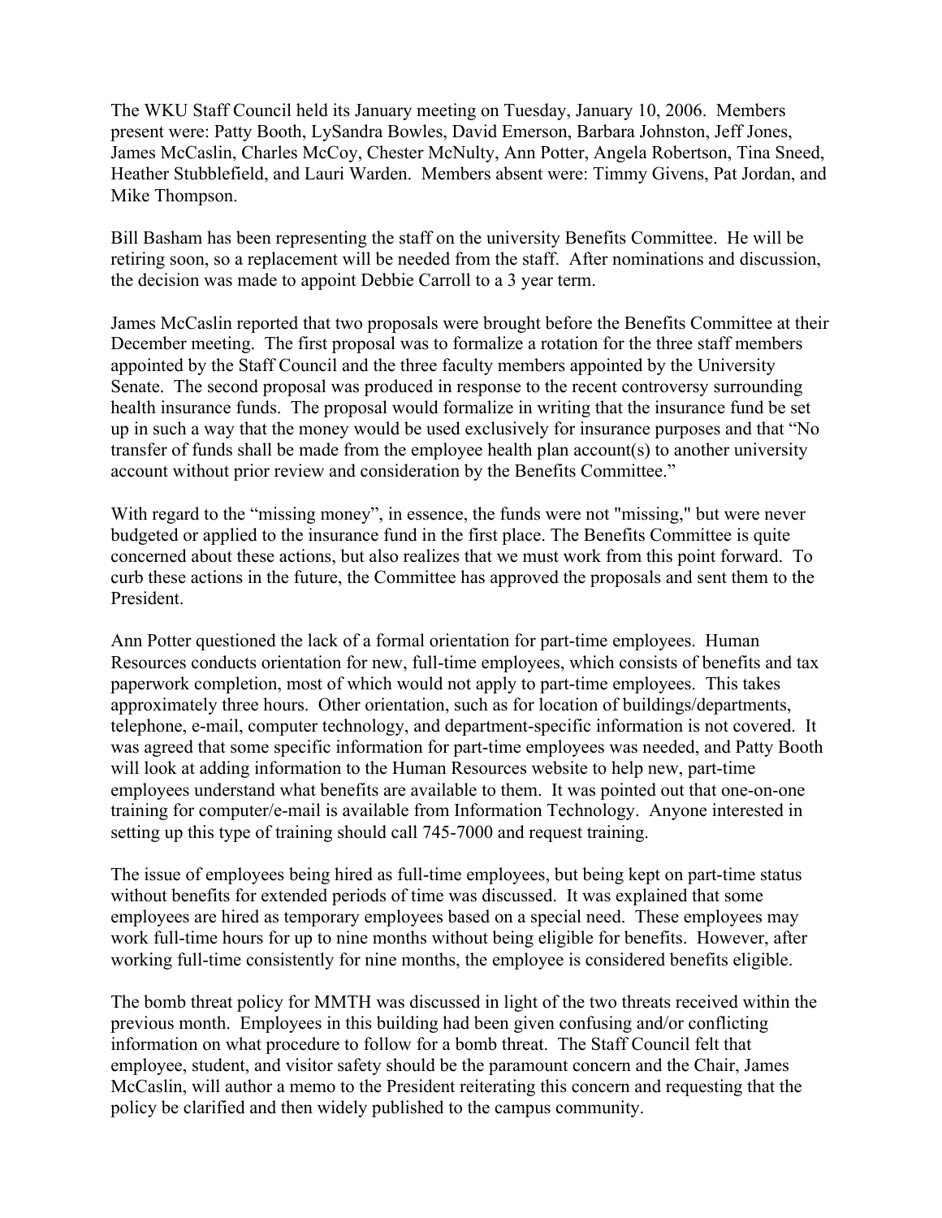The WKU Staff Council held its January meeting on Tuesday, January 10, 2006. Members present were: Patty Booth, LySandra Bowles, David Emerson, Barbara Johnston, Jeff Jones, James McCaslin, Charles McCoy, Chester McNulty, Ann Potter, Angela Robertson, Tina Sneed, Heather Stubblefield, and Lauri Warden. Members absent were: Timmy Givens, Pat Jordan, and Mike Thompson.

Bill Basham has been representing the staff on the university Benefits Committee. He will be retiring soon, so a replacement will be needed from the staff. After nominations and discussion, the decision was made to appoint Debbie Carroll to a 3 year term.

James McCaslin reported that two proposals were brought before the Benefits Committee at their December meeting. The first proposal was to formalize a rotation for the three staff members appointed by the Staff Council and the three faculty members appointed by the University Senate. The second proposal was produced in response to the recent controversy surrounding health insurance funds. The proposal would formalize in writing that the insurance fund be set up in such a way that the money would be used exclusively for insurance purposes and that "No transfer of funds shall be made from the employee health plan account(s) to another university account without prior review and consideration by the Benefits Committee."

With regard to the "missing money", in essence, the funds were not "missing," but were never budgeted or applied to the insurance fund in the first place. The Benefits Committee is quite concerned about these actions, but also realizes that we must work from this point forward. To curb these actions in the future, the Committee has approved the proposals and sent them to the President.

Ann Potter questioned the lack of a formal orientation for part-time employees. Human Resources conducts orientation for new, full-time employees, which consists of benefits and tax paperwork completion, most of which would not apply to part-time employees. This takes approximately three hours. Other orientation, such as for location of buildings/departments, telephone, e-mail, computer technology, and department-specific information is not covered. It was agreed that some specific information for part-time employees was needed, and Patty Booth will look at adding information to the Human Resources website to help new, part-time employees understand what benefits are available to them. It was pointed out that one-on-one training for computer/e-mail is available from Information Technology. Anyone interested in setting up this type of training should call 745-7000 and request training.

The issue of employees being hired as full-time employees, but being kept on part-time status without benefits for extended periods of time was discussed. It was explained that some employees are hired as temporary employees based on a special need. These employees may work full-time hours for up to nine months without being eligible for benefits. However, after working full-time consistently for nine months, the employee is considered benefits eligible.

The bomb threat policy for MMTH was discussed in light of the two threats received within the previous month. Employees in this building had been given confusing and/or conflicting information on what procedure to follow for a bomb threat. The Staff Council felt that employee, student, and visitor safety should be the paramount concern and the Chair, James McCaslin, will author a memo to the President reiterating this concern and requesting that the policy be clarified and then widely published to the campus community.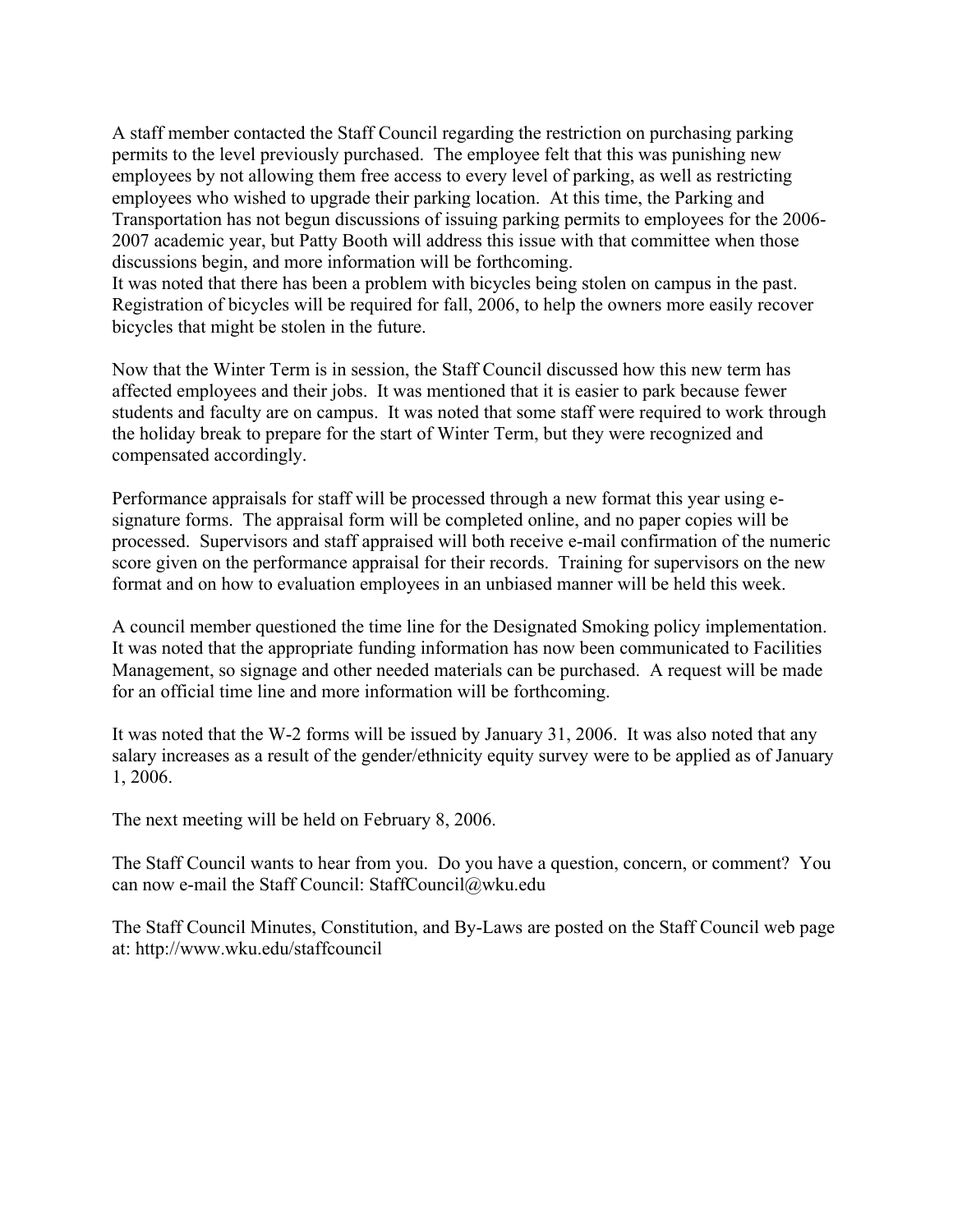A staff member contacted the Staff Council regarding the restriction on purchasing parking permits to the level previously purchased. The employee felt that this was punishing new employees by not allowing them free access to every level of parking, as well as restricting employees who wished to upgrade their parking location. At this time, the Parking and Transportation has not begun discussions of issuing parking permits to employees for the 2006-2007 academic year, but Patty Booth will address this issue with that committee when those discussions begin, and more information will be forthcoming.
It was noted that there has been a problem with bicycles being stolen on campus in the past. Registration of bicycles will be required for fall, 2006, to help the owners more easily recover bicycles that might be stolen in the future.

Now that the Winter Term is in session, the Staff Council discussed how this new term has affected employees and their jobs. It was mentioned that it is easier to park because fewer students and faculty are on campus. It was noted that some staff were required to work through the holiday break to prepare for the start of Winter Term, but they were recognized and compensated accordingly.

Performance appraisals for staff will be processed through a new format this year using e-signature forms. The appraisal form will be completed online, and no paper copies will be processed. Supervisors and staff appraised will both receive e-mail confirmation of the numeric score given on the performance appraisal for their records. Training for supervisors on the new format and on how to evaluation employees in an unbiased manner will be held this week.

A council member questioned the time line for the Designated Smoking policy implementation. It was noted that the appropriate funding information has now been communicated to Facilities Management, so signage and other needed materials can be purchased. A request will be made for an official time line and more information will be forthcoming.

It was noted that the W-2 forms will be issued by January 31, 2006. It was also noted that any salary increases as a result of the gender/ethnicity equity survey were to be applied as of January 1, 2006.

The next meeting will be held on February 8, 2006.

The Staff Council wants to hear from you. Do you have a question, concern, or comment? You can now e-mail the Staff Council: StaffCouncil@wku.edu

The Staff Council Minutes, Constitution, and By-Laws are posted on the Staff Council web page at: http://www.wku.edu/staffcouncil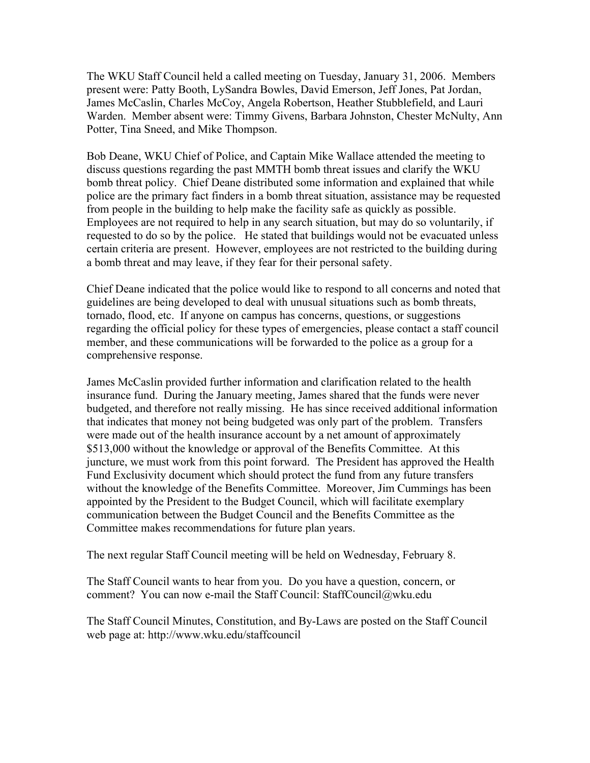The WKU Staff Council held a called meeting on Tuesday, January 31, 2006. Members present were: Patty Booth, LySandra Bowles, David Emerson, Jeff Jones, Pat Jordan, James McCaslin, Charles McCoy, Angela Robertson, Heather Stubblefield, and Lauri Warden. Member absent were: Timmy Givens, Barbara Johnston, Chester McNulty, Ann Potter, Tina Sneed, and Mike Thompson.

Bob Deane, WKU Chief of Police, and Captain Mike Wallace attended the meeting to discuss questions regarding the past MMTH bomb threat issues and clarify the WKU bomb threat policy. Chief Deane distributed some information and explained that while police are the primary fact finders in a bomb threat situation, assistance may be requested from people in the building to help make the facility safe as quickly as possible. Employees are not required to help in any search situation, but may do so voluntarily, if requested to do so by the police. He stated that buildings would not be evacuated unless certain criteria are present. However, employees are not restricted to the building during a bomb threat and may leave, if they fear for their personal safety.

Chief Deane indicated that the police would like to respond to all concerns and noted that guidelines are being developed to deal with unusual situations such as bomb threats, tornado, flood, etc. If anyone on campus has concerns, questions, or suggestions regarding the official policy for these types of emergencies, please contact a staff council member, and these communications will be forwarded to the police as a group for a comprehensive response.

James McCaslin provided further information and clarification related to the health insurance fund. During the January meeting, James shared that the funds were never budgeted, and therefore not really missing. He has since received additional information that indicates that money not being budgeted was only part of the problem. Transfers were made out of the health insurance account by a net amount of approximately $513,000 without the knowledge or approval of the Benefits Committee. At this juncture, we must work from this point forward. The President has approved the Health Fund Exclusivity document which should protect the fund from any future transfers without the knowledge of the Benefits Committee. Moreover, Jim Cummings has been appointed by the President to the Budget Council, which will facilitate exemplary communication between the Budget Council and the Benefits Committee as the Committee makes recommendations for future plan years.

The next regular Staff Council meeting will be held on Wednesday, February 8.

The Staff Council wants to hear from you. Do you have a question, concern, or comment? You can now e-mail the Staff Council: StaffCouncil@wku.edu

The Staff Council Minutes, Constitution, and By-Laws are posted on the Staff Council web page at: http://www.wku.edu/staffcouncil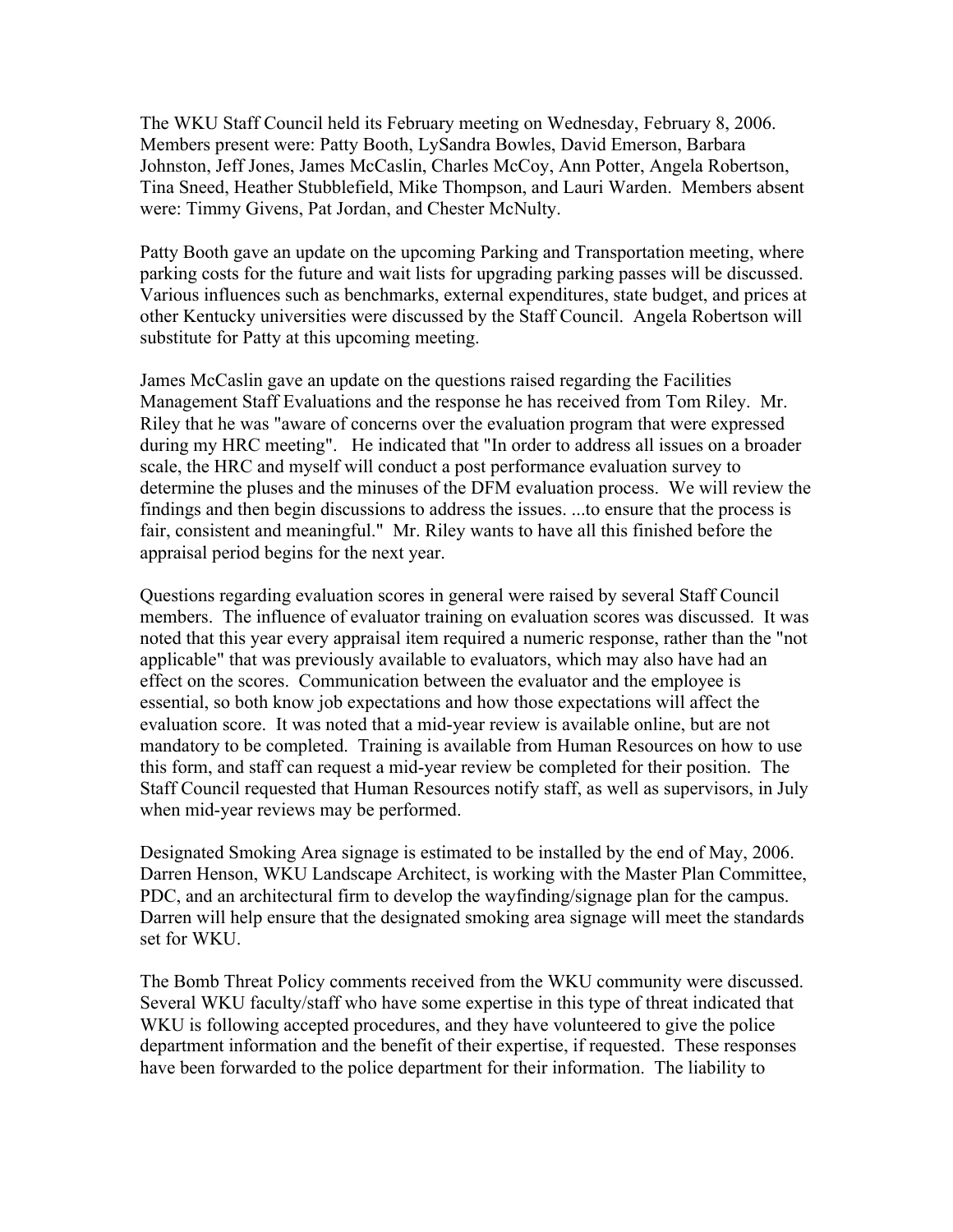The WKU Staff Council held its February meeting on Wednesday, February 8, 2006. Members present were: Patty Booth, LySandra Bowles, David Emerson, Barbara Johnston, Jeff Jones, James McCaslin, Charles McCoy, Ann Potter, Angela Robertson, Tina Sneed, Heather Stubblefield, Mike Thompson, and Lauri Warden. Members absent were: Timmy Givens, Pat Jordan, and Chester McNulty.

Patty Booth gave an update on the upcoming Parking and Transportation meeting, where parking costs for the future and wait lists for upgrading parking passes will be discussed. Various influences such as benchmarks, external expenditures, state budget, and prices at other Kentucky universities were discussed by the Staff Council. Angela Robertson will substitute for Patty at this upcoming meeting.

James McCaslin gave an update on the questions raised regarding the Facilities Management Staff Evaluations and the response he has received from Tom Riley. Mr. Riley that he was "aware of concerns over the evaluation program that were expressed during my HRC meeting". He indicated that "In order to address all issues on a broader scale, the HRC and myself will conduct a post performance evaluation survey to determine the pluses and the minuses of the DFM evaluation process. We will review the findings and then begin discussions to address the issues. ...to ensure that the process is fair, consistent and meaningful." Mr. Riley wants to have all this finished before the appraisal period begins for the next year.

Questions regarding evaluation scores in general were raised by several Staff Council members. The influence of evaluator training on evaluation scores was discussed. It was noted that this year every appraisal item required a numeric response, rather than the "not applicable" that was previously available to evaluators, which may also have had an effect on the scores. Communication between the evaluator and the employee is essential, so both know job expectations and how those expectations will affect the evaluation score. It was noted that a mid-year review is available online, but are not mandatory to be completed. Training is available from Human Resources on how to use this form, and staff can request a mid-year review be completed for their position. The Staff Council requested that Human Resources notify staff, as well as supervisors, in July when mid-year reviews may be performed.

Designated Smoking Area signage is estimated to be installed by the end of May, 2006. Darren Henson, WKU Landscape Architect, is working with the Master Plan Committee, PDC, and an architectural firm to develop the wayfinding/signage plan for the campus. Darren will help ensure that the designated smoking area signage will meet the standards set for WKU.

The Bomb Threat Policy comments received from the WKU community were discussed. Several WKU faculty/staff who have some expertise in this type of threat indicated that WKU is following accepted procedures, and they have volunteered to give the police department information and the benefit of their expertise, if requested. These responses have been forwarded to the police department for their information. The liability to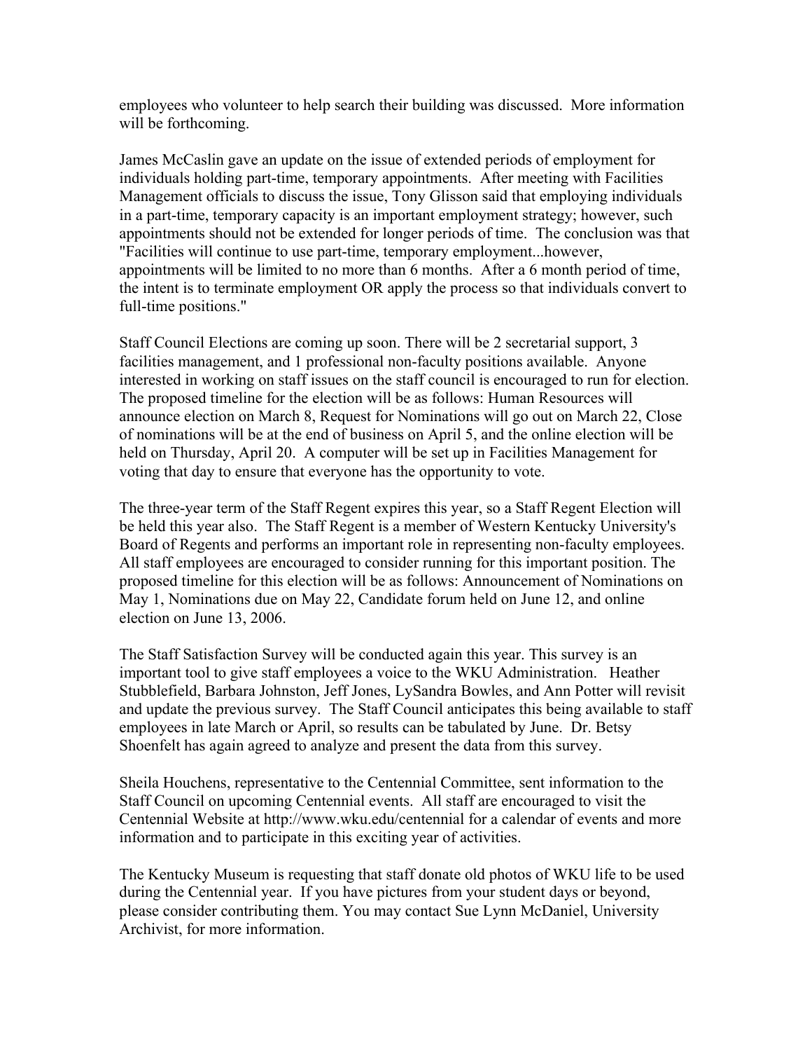employees who volunteer to help search their building was discussed. More information will be forthcoming.

James McCaslin gave an update on the issue of extended periods of employment for individuals holding part-time, temporary appointments. After meeting with Facilities Management officials to discuss the issue, Tony Glisson said that employing individuals in a part-time, temporary capacity is an important employment strategy; however, such appointments should not be extended for longer periods of time. The conclusion was that "Facilities will continue to use part-time, temporary employment...however, appointments will be limited to no more than 6 months. After a 6 month period of time, the intent is to terminate employment OR apply the process so that individuals convert to full-time positions."

Staff Council Elections are coming up soon. There will be 2 secretarial support, 3 facilities management, and 1 professional non-faculty positions available. Anyone interested in working on staff issues on the staff council is encouraged to run for election. The proposed timeline for the election will be as follows: Human Resources will announce election on March 8, Request for Nominations will go out on March 22, Close of nominations will be at the end of business on April 5, and the online election will be held on Thursday, April 20. A computer will be set up in Facilities Management for voting that day to ensure that everyone has the opportunity to vote.

The three-year term of the Staff Regent expires this year, so a Staff Regent Election will be held this year also. The Staff Regent is a member of Western Kentucky University's Board of Regents and performs an important role in representing non-faculty employees. All staff employees are encouraged to consider running for this important position. The proposed timeline for this election will be as follows: Announcement of Nominations on May 1, Nominations due on May 22, Candidate forum held on June 12, and online election on June 13, 2006.

The Staff Satisfaction Survey will be conducted again this year. This survey is an important tool to give staff employees a voice to the WKU Administration. Heather Stubblefield, Barbara Johnston, Jeff Jones, LySandra Bowles, and Ann Potter will revisit and update the previous survey. The Staff Council anticipates this being available to staff employees in late March or April, so results can be tabulated by June. Dr. Betsy Shoenfelt has again agreed to analyze and present the data from this survey.

Sheila Houchens, representative to the Centennial Committee, sent information to the Staff Council on upcoming Centennial events. All staff are encouraged to visit the Centennial Website at http://www.wku.edu/centennial for a calendar of events and more information and to participate in this exciting year of activities.

The Kentucky Museum is requesting that staff donate old photos of WKU life to be used during the Centennial year. If you have pictures from your student days or beyond, please consider contributing them. You may contact Sue Lynn McDaniel, University Archivist, for more information.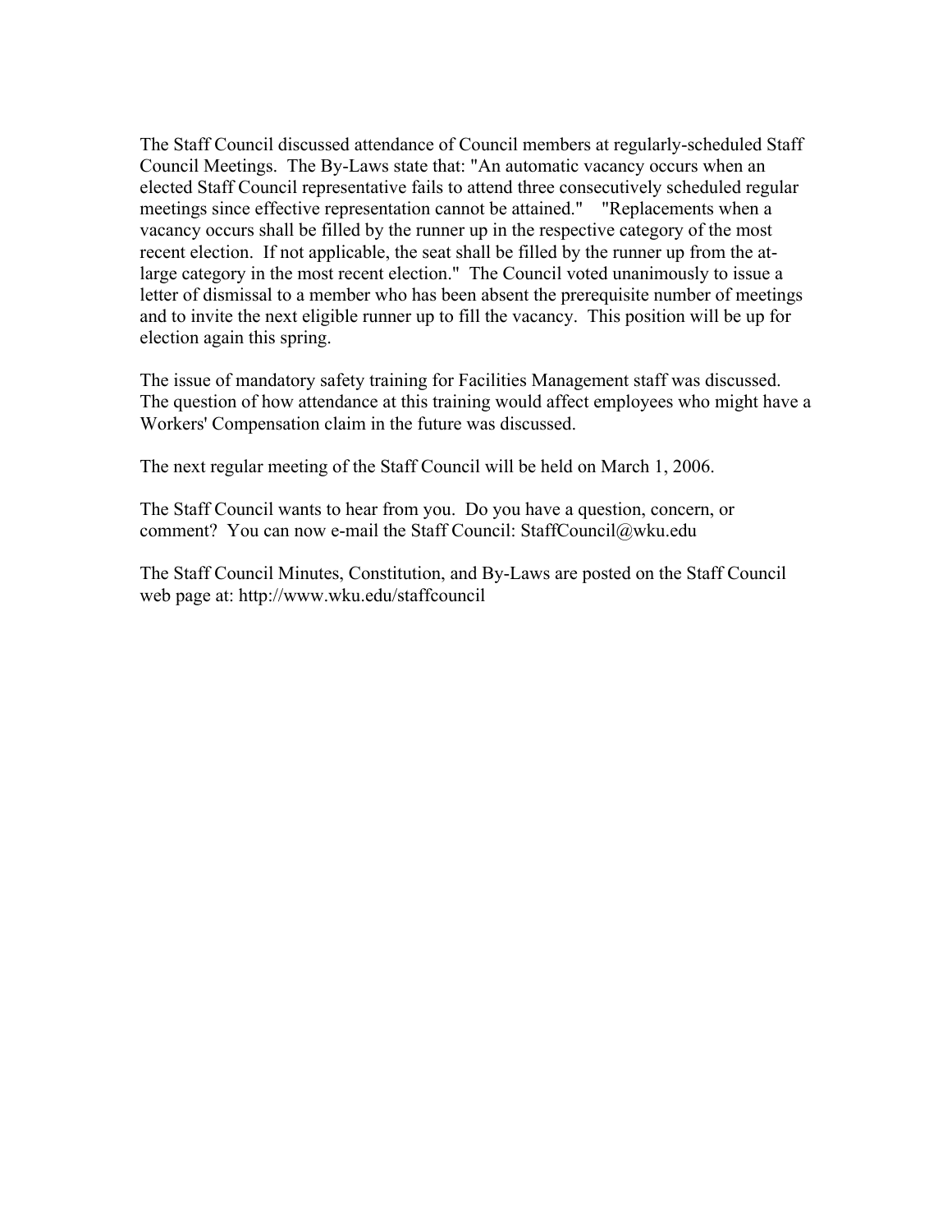The Staff Council discussed attendance of Council members at regularly-scheduled Staff Council Meetings. The By-Laws state that: "An automatic vacancy occurs when an elected Staff Council representative fails to attend three consecutively scheduled regular meetings since effective representation cannot be attained." "Replacements when a vacancy occurs shall be filled by the runner up in the respective category of the most recent election. If not applicable, the seat shall be filled by the runner up from the at-large category in the most recent election." The Council voted unanimously to issue a letter of dismissal to a member who has been absent the prerequisite number of meetings and to invite the next eligible runner up to fill the vacancy. This position will be up for election again this spring.

The issue of mandatory safety training for Facilities Management staff was discussed. The question of how attendance at this training would affect employees who might have a Workers' Compensation claim in the future was discussed.

The next regular meeting of the Staff Council will be held on March 1, 2006.

The Staff Council wants to hear from you. Do you have a question, concern, or comment? You can now e-mail the Staff Council: StaffCouncil@wku.edu

The Staff Council Minutes, Constitution, and By-Laws are posted on the Staff Council web page at: http://www.wku.edu/staffcouncil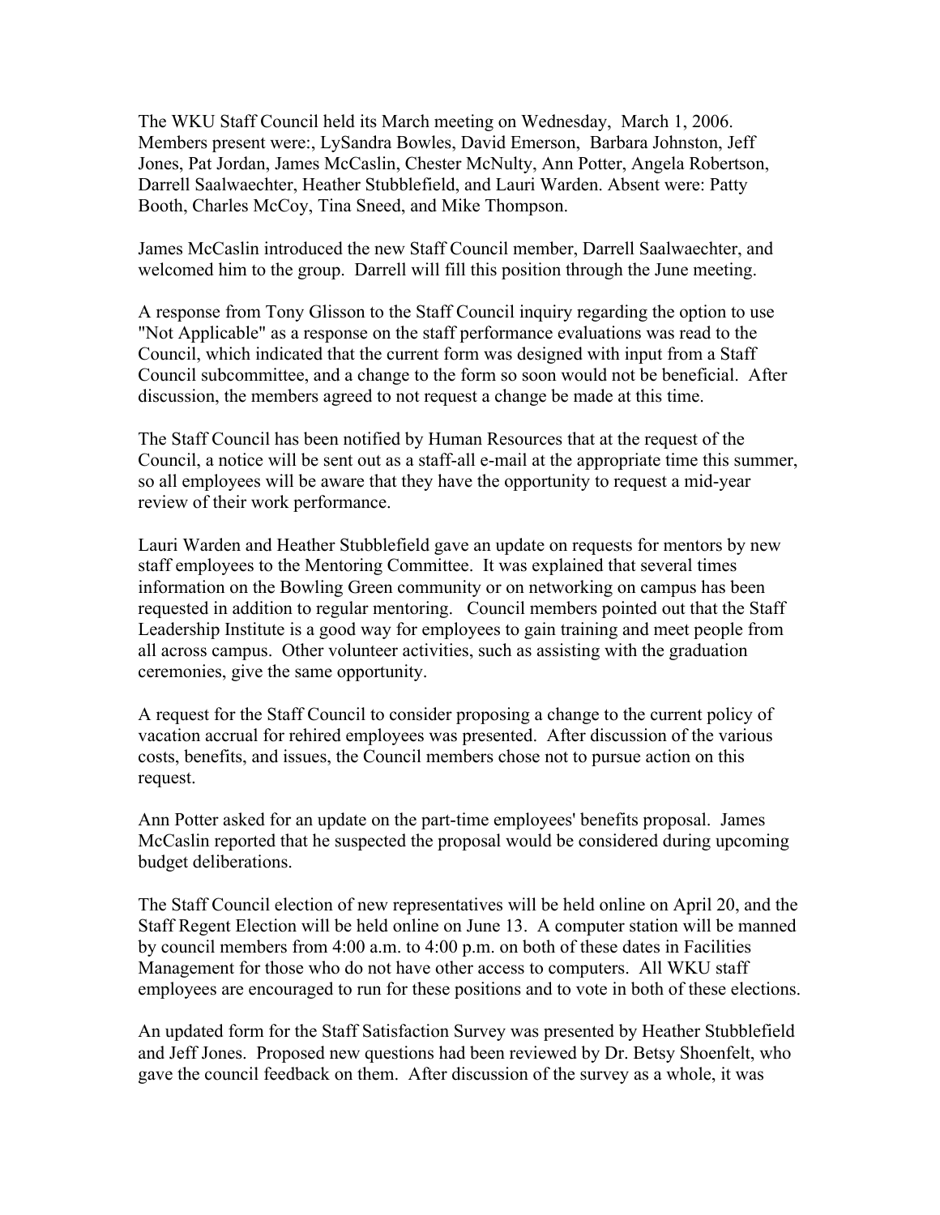The WKU Staff Council held its March meeting on Wednesday, March 1, 2006. Members present were:, LySandra Bowles, David Emerson, Barbara Johnston, Jeff Jones, Pat Jordan, James McCaslin, Chester McNulty, Ann Potter, Angela Robertson, Darrell Saalwaechter, Heather Stubblefield, and Lauri Warden. Absent were: Patty Booth, Charles McCoy, Tina Sneed, and Mike Thompson.

James McCaslin introduced the new Staff Council member, Darrell Saalwaechter, and welcomed him to the group. Darrell will fill this position through the June meeting.

A response from Tony Glisson to the Staff Council inquiry regarding the option to use "Not Applicable" as a response on the staff performance evaluations was read to the Council, which indicated that the current form was designed with input from a Staff Council subcommittee, and a change to the form so soon would not be beneficial. After discussion, the members agreed to not request a change be made at this time.

The Staff Council has been notified by Human Resources that at the request of the Council, a notice will be sent out as a staff-all e-mail at the appropriate time this summer, so all employees will be aware that they have the opportunity to request a mid-year review of their work performance.

Lauri Warden and Heather Stubblefield gave an update on requests for mentors by new staff employees to the Mentoring Committee. It was explained that several times information on the Bowling Green community or on networking on campus has been requested in addition to regular mentoring. Council members pointed out that the Staff Leadership Institute is a good way for employees to gain training and meet people from all across campus. Other volunteer activities, such as assisting with the graduation ceremonies, give the same opportunity.

A request for the Staff Council to consider proposing a change to the current policy of vacation accrual for rehired employees was presented. After discussion of the various costs, benefits, and issues, the Council members chose not to pursue action on this request.

Ann Potter asked for an update on the part-time employees' benefits proposal. James McCaslin reported that he suspected the proposal would be considered during upcoming budget deliberations.

The Staff Council election of new representatives will be held online on April 20, and the Staff Regent Election will be held online on June 13. A computer station will be manned by council members from 4:00 a.m. to 4:00 p.m. on both of these dates in Facilities Management for those who do not have other access to computers. All WKU staff employees are encouraged to run for these positions and to vote in both of these elections.

An updated form for the Staff Satisfaction Survey was presented by Heather Stubblefield and Jeff Jones. Proposed new questions had been reviewed by Dr. Betsy Shoenfelt, who gave the council feedback on them. After discussion of the survey as a whole, it was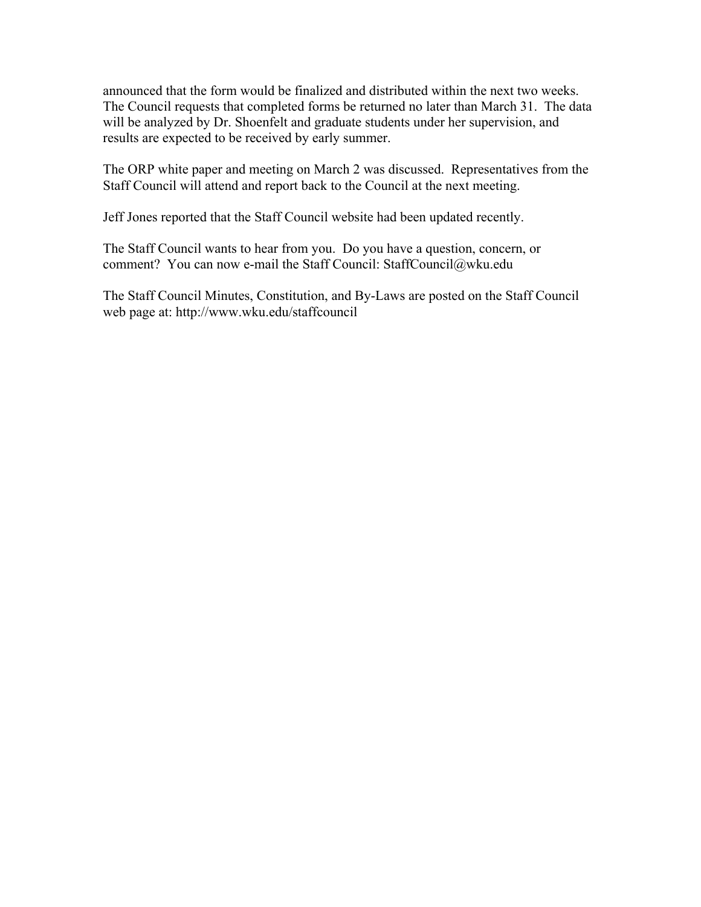announced that the form would be finalized and distributed within the next two weeks. The Council requests that completed forms be returned no later than March 31. The data will be analyzed by Dr. Shoenfelt and graduate students under her supervision, and results are expected to be received by early summer.

The ORP white paper and meeting on March 2 was discussed. Representatives from the Staff Council will attend and report back to the Council at the next meeting.

Jeff Jones reported that the Staff Council website had been updated recently.

The Staff Council wants to hear from you. Do you have a question, concern, or comment? You can now e-mail the Staff Council: StaffCouncil@wku.edu

The Staff Council Minutes, Constitution, and By-Laws are posted on the Staff Council web page at: http://www.wku.edu/staffcouncil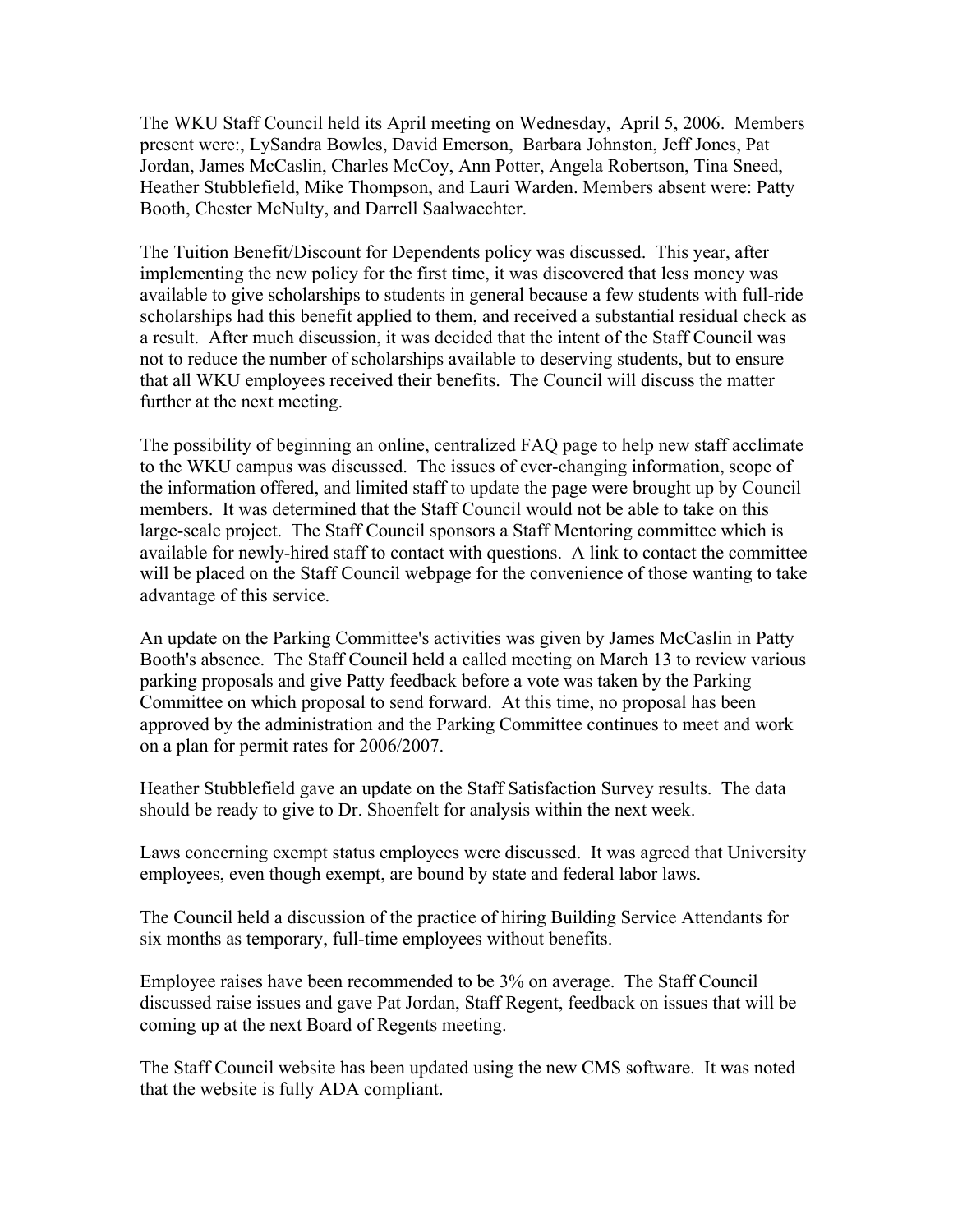The WKU Staff Council held its April meeting on Wednesday, April 5, 2006. Members present were:, LySandra Bowles, David Emerson, Barbara Johnston, Jeff Jones, Pat Jordan, James McCaslin, Charles McCoy, Ann Potter, Angela Robertson, Tina Sneed, Heather Stubblefield, Mike Thompson, and Lauri Warden. Members absent were: Patty Booth, Chester McNulty, and Darrell Saalwaechter.

The Tuition Benefit/Discount for Dependents policy was discussed. This year, after implementing the new policy for the first time, it was discovered that less money was available to give scholarships to students in general because a few students with full-ride scholarships had this benefit applied to them, and received a substantial residual check as a result. After much discussion, it was decided that the intent of the Staff Council was not to reduce the number of scholarships available to deserving students, but to ensure that all WKU employees received their benefits. The Council will discuss the matter further at the next meeting.

The possibility of beginning an online, centralized FAQ page to help new staff acclimate to the WKU campus was discussed. The issues of ever-changing information, scope of the information offered, and limited staff to update the page were brought up by Council members. It was determined that the Staff Council would not be able to take on this large-scale project. The Staff Council sponsors a Staff Mentoring committee which is available for newly-hired staff to contact with questions. A link to contact the committee will be placed on the Staff Council webpage for the convenience of those wanting to take advantage of this service.

An update on the Parking Committee's activities was given by James McCaslin in Patty Booth's absence. The Staff Council held a called meeting on March 13 to review various parking proposals and give Patty feedback before a vote was taken by the Parking Committee on which proposal to send forward. At this time, no proposal has been approved by the administration and the Parking Committee continues to meet and work on a plan for permit rates for 2006/2007.

Heather Stubblefield gave an update on the Staff Satisfaction Survey results. The data should be ready to give to Dr. Shoenfelt for analysis within the next week.

Laws concerning exempt status employees were discussed. It was agreed that University employees, even though exempt, are bound by state and federal labor laws.

The Council held a discussion of the practice of hiring Building Service Attendants for six months as temporary, full-time employees without benefits.

Employee raises have been recommended to be 3% on average. The Staff Council discussed raise issues and gave Pat Jordan, Staff Regent, feedback on issues that will be coming up at the next Board of Regents meeting.

The Staff Council website has been updated using the new CMS software. It was noted that the website is fully ADA compliant.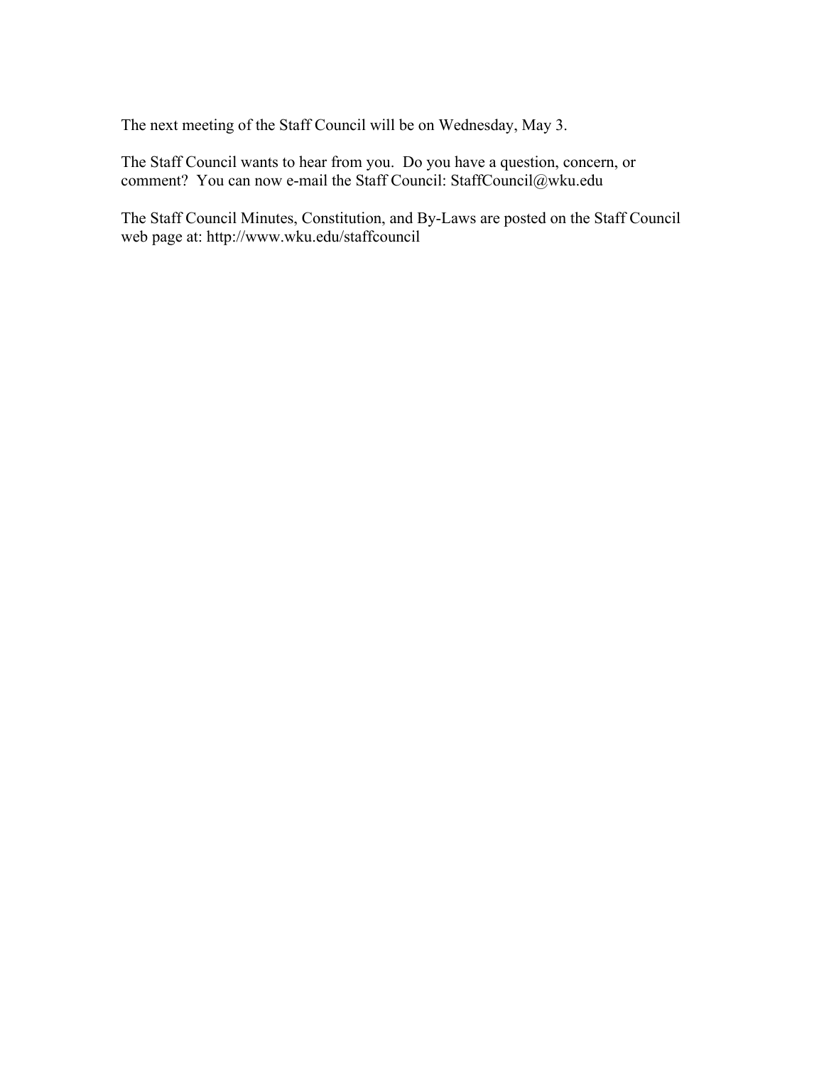The next meeting of the Staff Council will be on Wednesday, May 3.

The Staff Council wants to hear from you. Do you have a question, concern, or comment? You can now e-mail the Staff Council: StaffCouncil@wku.edu

The Staff Council Minutes, Constitution, and By-Laws are posted on the Staff Council web page at: http://www.wku.edu/staffcouncil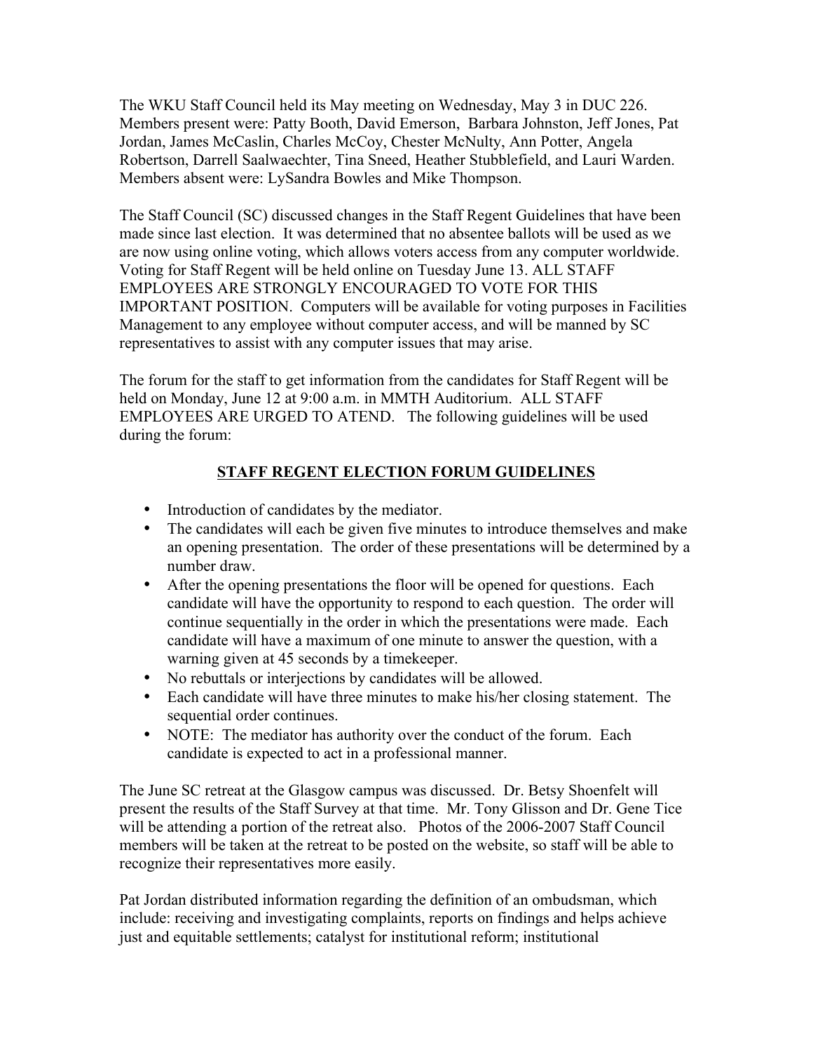The WKU Staff Council held its May meeting on Wednesday, May 3 in DUC 226. Members present were: Patty Booth, David Emerson, Barbara Johnston, Jeff Jones, Pat Jordan, James McCaslin, Charles McCoy, Chester McNulty, Ann Potter, Angela Robertson, Darrell Saalwaechter, Tina Sneed, Heather Stubblefield, and Lauri Warden. Members absent were: LySandra Bowles and Mike Thompson.

The Staff Council (SC) discussed changes in the Staff Regent Guidelines that have been made since last election. It was determined that no absentee ballots will be used as we are now using online voting, which allows voters access from any computer worldwide. Voting for Staff Regent will be held online on Tuesday June 13. ALL STAFF EMPLOYEES ARE STRONGLY ENCOURAGED TO VOTE FOR THIS IMPORTANT POSITION. Computers will be available for voting purposes in Facilities Management to any employee without computer access, and will be manned by SC representatives to assist with any computer issues that may arise.

The forum for the staff to get information from the candidates for Staff Regent will be held on Monday, June 12 at 9:00 a.m. in MMTH Auditorium. ALL STAFF EMPLOYEES ARE URGED TO ATEND. The following guidelines will be used during the forum:

## STAFF REGENT ELECTION FORUM GUIDELINES

- Introduction of candidates by the mediator.
- The candidates will each be given five minutes to introduce themselves and make an opening presentation. The order of these presentations will be determined by a number draw.
- After the opening presentations the floor will be opened for questions. Each candidate will have the opportunity to respond to each question. The order will continue sequentially in the order in which the presentations were made. Each candidate will have a maximum of one minute to answer the question, with a warning given at 45 seconds by a timekeeper.
- No rebuttals or interjections by candidates will be allowed.
- Each candidate will have three minutes to make his/her closing statement. The sequential order continues.
- NOTE: The mediator has authority over the conduct of the forum. Each candidate is expected to act in a professional manner.

The June SC retreat at the Glasgow campus was discussed. Dr. Betsy Shoenfelt will present the results of the Staff Survey at that time. Mr. Tony Glisson and Dr. Gene Tice will be attending a portion of the retreat also. Photos of the 2006-2007 Staff Council members will be taken at the retreat to be posted on the website, so staff will be able to recognize their representatives more easily.

Pat Jordan distributed information regarding the definition of an ombudsman, which include: receiving and investigating complaints, reports on findings and helps achieve just and equitable settlements; catalyst for institutional reform; institutional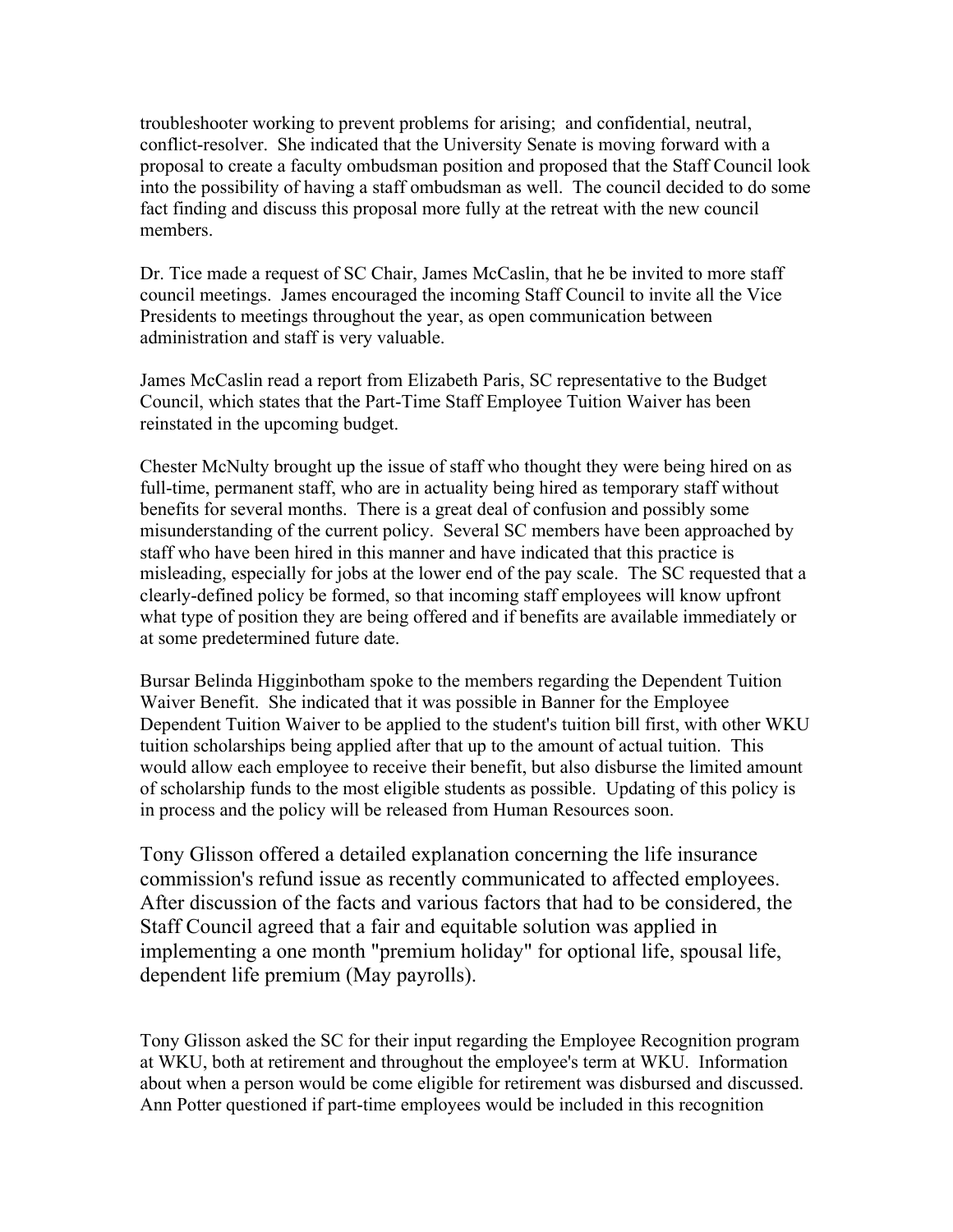troubleshooter working to prevent problems for arising; and confidential, neutral, conflict-resolver. She indicated that the University Senate is moving forward with a proposal to create a faculty ombudsman position and proposed that the Staff Council look into the possibility of having a staff ombudsman as well. The council decided to do some fact finding and discuss this proposal more fully at the retreat with the new council members.

Dr. Tice made a request of SC Chair, James McCaslin, that he be invited to more staff council meetings. James encouraged the incoming Staff Council to invite all the Vice Presidents to meetings throughout the year, as open communication between administration and staff is very valuable.

James McCaslin read a report from Elizabeth Paris, SC representative to the Budget Council, which states that the Part-Time Staff Employee Tuition Waiver has been reinstated in the upcoming budget.

Chester McNulty brought up the issue of staff who thought they were being hired on as full-time, permanent staff, who are in actuality being hired as temporary staff without benefits for several months. There is a great deal of confusion and possibly some misunderstanding of the current policy. Several SC members have been approached by staff who have been hired in this manner and have indicated that this practice is misleading, especially for jobs at the lower end of the pay scale. The SC requested that a clearly-defined policy be formed, so that incoming staff employees will know upfront what type of position they are being offered and if benefits are available immediately or at some predetermined future date.

Bursar Belinda Higginbotham spoke to the members regarding the Dependent Tuition Waiver Benefit. She indicated that it was possible in Banner for the Employee Dependent Tuition Waiver to be applied to the student's tuition bill first, with other WKU tuition scholarships being applied after that up to the amount of actual tuition. This would allow each employee to receive their benefit, but also disburse the limited amount of scholarship funds to the most eligible students as possible. Updating of this policy is in process and the policy will be released from Human Resources soon.

Tony Glisson offered a detailed explanation concerning the life insurance commission's refund issue as recently communicated to affected employees. After discussion of the facts and various factors that had to be considered, the Staff Council agreed that a fair and equitable solution was applied in implementing a one month "premium holiday" for optional life, spousal life, dependent life premium (May payrolls).

Tony Glisson asked the SC for their input regarding the Employee Recognition program at WKU, both at retirement and throughout the employee's term at WKU. Information about when a person would be come eligible for retirement was disbursed and discussed. Ann Potter questioned if part-time employees would be included in this recognition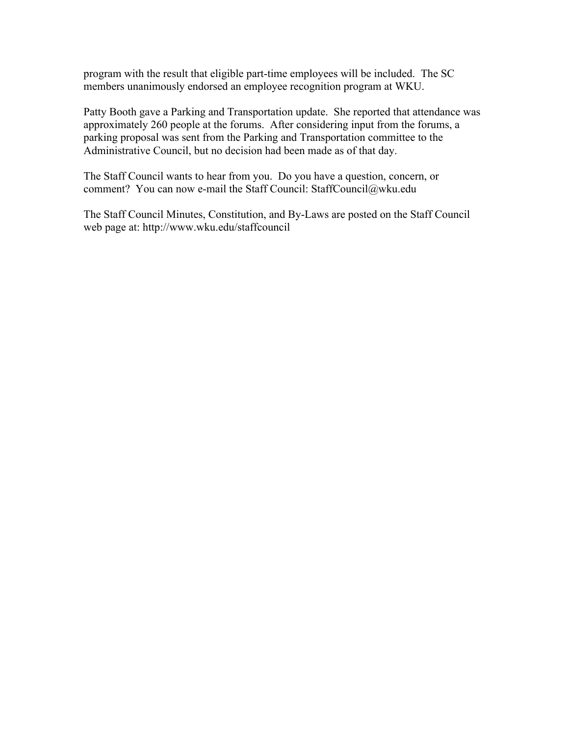program with the result that eligible part-time employees will be included. The SC members unanimously endorsed an employee recognition program at WKU.

Patty Booth gave a Parking and Transportation update. She reported that attendance was approximately 260 people at the forums. After considering input from the forums, a parking proposal was sent from the Parking and Transportation committee to the Administrative Council, but no decision had been made as of that day.

The Staff Council wants to hear from you. Do you have a question, concern, or comment? You can now e-mail the Staff Council: StaffCouncil@wku.edu

The Staff Council Minutes, Constitution, and By-Laws are posted on the Staff Council web page at: http://www.wku.edu/staffcouncil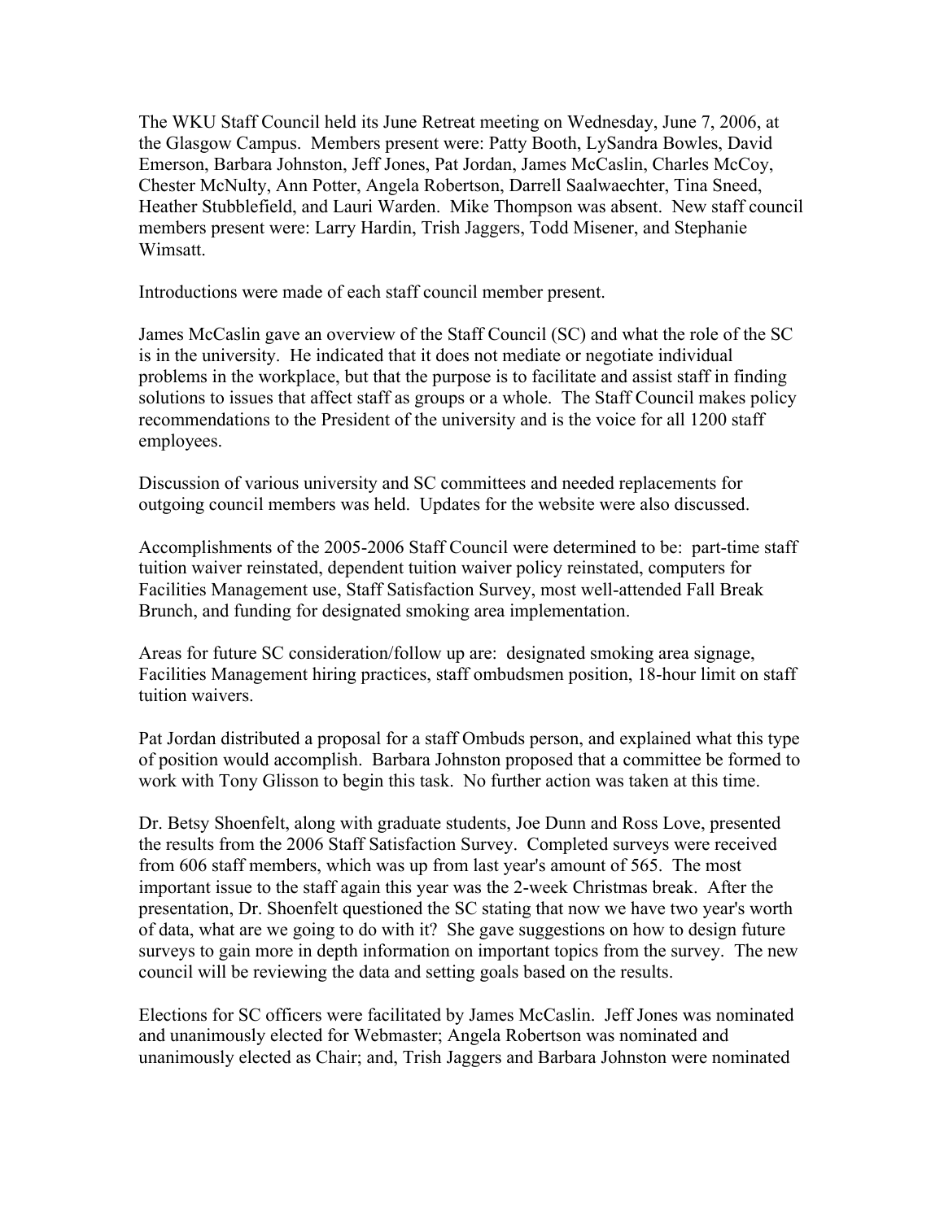The WKU Staff Council held its June Retreat meeting on Wednesday, June 7, 2006, at the Glasgow Campus. Members present were: Patty Booth, LySandra Bowles, David Emerson, Barbara Johnston, Jeff Jones, Pat Jordan, James McCaslin, Charles McCoy, Chester McNulty, Ann Potter, Angela Robertson, Darrell Saalwaechter, Tina Sneed, Heather Stubblefield, and Lauri Warden. Mike Thompson was absent. New staff council members present were: Larry Hardin, Trish Jaggers, Todd Misener, and Stephanie Wimsatt.

Introductions were made of each staff council member present.

James McCaslin gave an overview of the Staff Council (SC) and what the role of the SC is in the university. He indicated that it does not mediate or negotiate individual problems in the workplace, but that the purpose is to facilitate and assist staff in finding solutions to issues that affect staff as groups or a whole. The Staff Council makes policy recommendations to the President of the university and is the voice for all 1200 staff employees.

Discussion of various university and SC committees and needed replacements for outgoing council members was held. Updates for the website were also discussed.

Accomplishments of the 2005-2006 Staff Council were determined to be: part-time staff tuition waiver reinstated, dependent tuition waiver policy reinstated, computers for Facilities Management use, Staff Satisfaction Survey, most well-attended Fall Break Brunch, and funding for designated smoking area implementation.

Areas for future SC consideration/follow up are: designated smoking area signage, Facilities Management hiring practices, staff ombudsmen position, 18-hour limit on staff tuition waivers.

Pat Jordan distributed a proposal for a staff Ombuds person, and explained what this type of position would accomplish. Barbara Johnston proposed that a committee be formed to work with Tony Glisson to begin this task. No further action was taken at this time.

Dr. Betsy Shoenfelt, along with graduate students, Joe Dunn and Ross Love, presented the results from the 2006 Staff Satisfaction Survey. Completed surveys were received from 606 staff members, which was up from last year's amount of 565. The most important issue to the staff again this year was the 2-week Christmas break. After the presentation, Dr. Shoenfelt questioned the SC stating that now we have two year's worth of data, what are we going to do with it? She gave suggestions on how to design future surveys to gain more in depth information on important topics from the survey. The new council will be reviewing the data and setting goals based on the results.

Elections for SC officers were facilitated by James McCaslin. Jeff Jones was nominated and unanimously elected for Webmaster; Angela Robertson was nominated and unanimously elected as Chair; and, Trish Jaggers and Barbara Johnston were nominated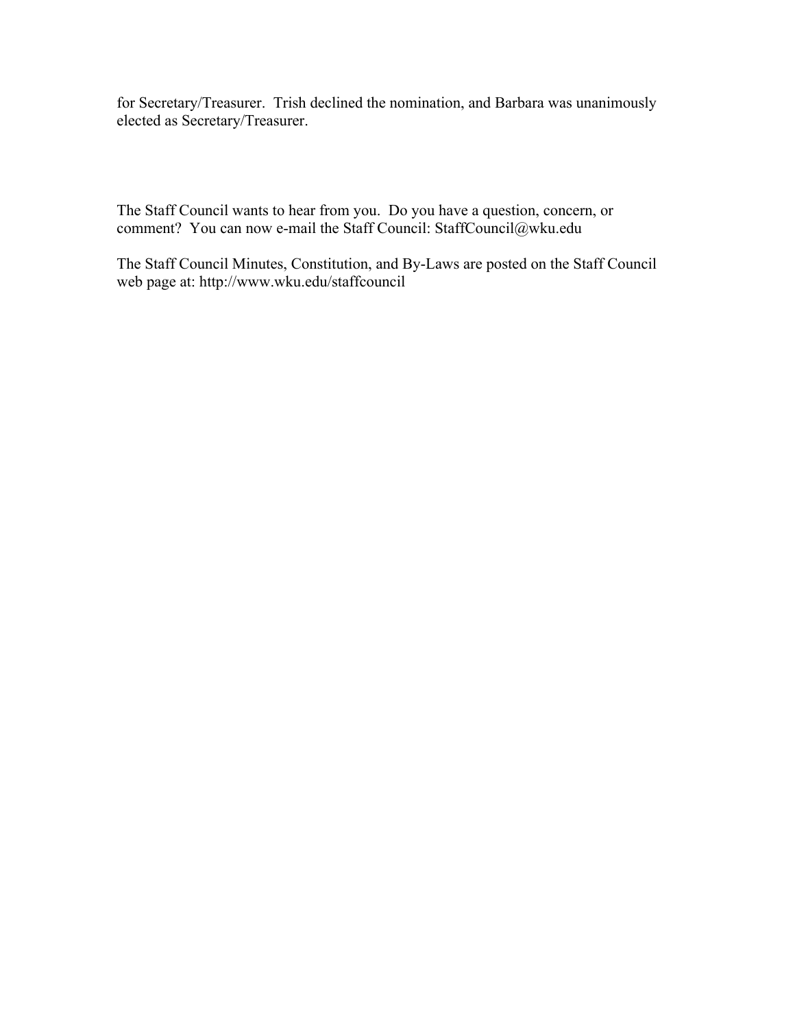for Secretary/Treasurer. Trish declined the nomination, and Barbara was unanimously elected as Secretary/Treasurer.

The Staff Council wants to hear from you. Do you have a question, concern, or comment? You can now e-mail the Staff Council: StaffCouncil@wku.edu

The Staff Council Minutes, Constitution, and By-Laws are posted on the Staff Council web page at: http://www.wku.edu/staffcouncil